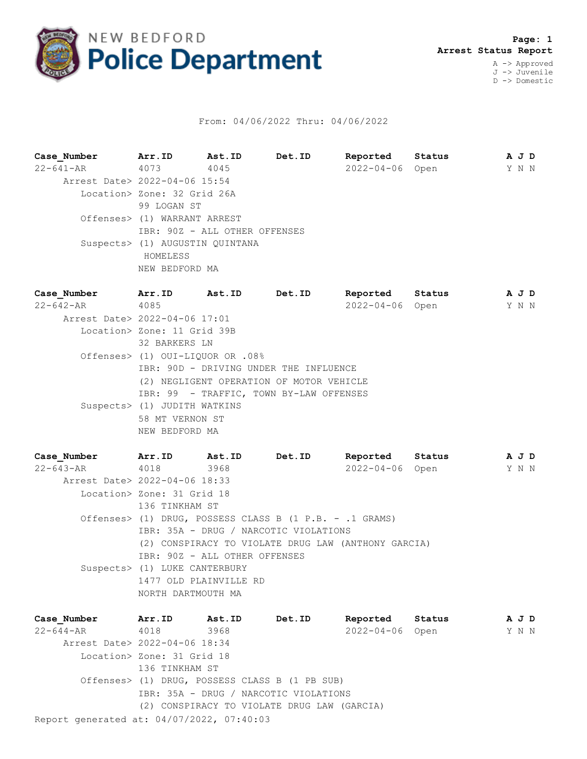# NEW BEDFORD Police Department

**Page: 1**
**Arrest Status Report**

A -> Approved
J -> Juvenile
D -> Domestic

From: 04/06/2022 Thru: 04/06/2022

| Case_Number | Arr.ID | Ast.ID | Det.ID | Reported | Status | A | J | D |
|---|---|---|---|---|---|---|---|---|
| 22-641-AR | 4073 | 4045 | | 2022-04-06 | Open | Y | N | N |

Arrest Date> 2022-04-06 15:54
Location> Zone: 32 Grid 26A
99 LOGAN ST
Offenses> (1) WARRANT ARREST
IBR: 90Z - ALL OTHER OFFENSES
Suspects> (1) AUGUSTIN QUINTANA
HOMELESS
NEW BEDFORD MA

| Case_Number | Arr.ID | Ast.ID | Det.ID | Reported | Status | A | J | D |
|---|---|---|---|---|---|---|---|---|
| 22-642-AR | 4085 | | | 2022-04-06 | Open | Y | N | N |

Arrest Date> 2022-04-06 17:01
Location> Zone: 11 Grid 39B
32 BARKERS LN
Offenses> (1) OUI-LIQUOR OR .08%
IBR: 90D - DRIVING UNDER THE INFLUENCE
(2) NEGLIGENT OPERATION OF MOTOR VEHICLE
IBR: 99 - TRAFFIC, TOWN BY-LAW OFFENSES
Suspects> (1) JUDITH WATKINS
58 MT VERNON ST
NEW BEDFORD MA

| Case_Number | Arr.ID | Ast.ID | Det.ID | Reported | Status | A | J | D |
|---|---|---|---|---|---|---|---|---|
| 22-643-AR | 4018 | 3968 | | 2022-04-06 | Open | Y | N | N |

Arrest Date> 2022-04-06 18:33
Location> Zone: 31 Grid 18
136 TINKHAM ST
Offenses> (1) DRUG, POSSESS CLASS B (1 P.B. - .1 GRAMS)
IBR: 35A - DRUG / NARCOTIC VIOLATIONS
(2) CONSPIRACY TO VIOLATE DRUG LAW (ANTHONY GARCIA)
IBR: 90Z - ALL OTHER OFFENSES
Suspects> (1) LUKE CANTERBURY
1477 OLD PLAINVILLE RD
NORTH DARTMOUTH MA

| Case_Number | Arr.ID | Ast.ID | Det.ID | Reported | Status | A | J | D |
|---|---|---|---|---|---|---|---|---|
| 22-644-AR | 4018 | 3968 | | 2022-04-06 | Open | Y | N | N |

Arrest Date> 2022-04-06 18:34
Location> Zone: 31 Grid 18
136 TINKHAM ST
Offenses> (1) DRUG, POSSESS CLASS B (1 PB SUB)
IBR: 35A - DRUG / NARCOTIC VIOLATIONS
(2) CONSPIRACY TO VIOLATE DRUG LAW (GARCIA)

Report generated at: 04/07/2022, 07:40:03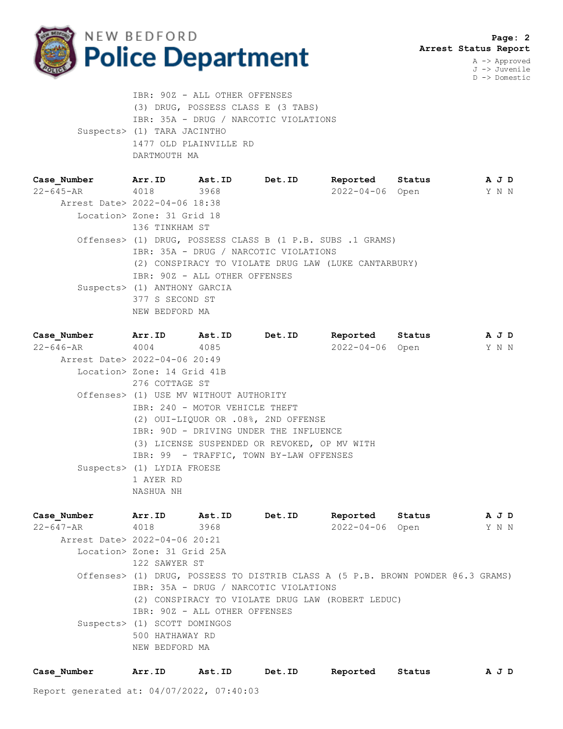IBR: 90Z - ALL OTHER OFFENSES
(3) DRUG, POSSESS CLASS E (3 TABS)
IBR: 35A - DRUG / NARCOTIC VIOLATIONS

Suspects> (1) TARA JACINTHO
1477 OLD PLAINVILLE RD
DARTMOUTH MA

| Case_Number | Arr.ID | Ast.ID | Det.ID | Reported | Status | A J D |
|---|---|---|---|---|---|---|
| 22-645-AR | 4018 | 3968 | | 2022-04-06 | Open | Y N N |

Arrest Date> 2022-04-06 18:38

Location> Zone: 31 Grid 18
136 TINKHAM ST

Offenses> (1) DRUG, POSSESS CLASS B (1 P.B. SUBS .1 GRAMS)
IBR: 35A - DRUG / NARCOTIC VIOLATIONS
(2) CONSPIRACY TO VIOLATE DRUG LAW (LUKE CANTARBURY)
IBR: 90Z - ALL OTHER OFFENSES

Suspects> (1) ANTHONY GARCIA
377 S SECOND ST
NEW BEDFORD MA

| Case_Number | Arr.ID | Ast.ID | Det.ID | Reported | Status | A J D |
|---|---|---|---|---|---|---|
| 22-646-AR | 4004 | 4085 | | 2022-04-06 | Open | Y N N |

Arrest Date> 2022-04-06 20:49

Location> Zone: 14 Grid 41B
276 COTTAGE ST

Offenses> (1) USE MV WITHOUT AUTHORITY
IBR: 240 - MOTOR VEHICLE THEFT
(2) OUI-LIQUOR OR .08%, 2ND OFFENSE
IBR: 90D - DRIVING UNDER THE INFLUENCE
(3) LICENSE SUSPENDED OR REVOKED, OP MV WITH
IBR: 99 - TRAFFIC, TOWN BY-LAW OFFENSES

Suspects> (1) LYDIA FROESE
1 AYER RD
NASHUA NH

| Case_Number | Arr.ID | Ast.ID | Det.ID | Reported | Status | A J D |
|---|---|---|---|---|---|---|
| 22-647-AR | 4018 | 3968 | | 2022-04-06 | Open | Y N N |

Arrest Date> 2022-04-06 20:21

Location> Zone: 31 Grid 25A
122 SAWYER ST

Offenses> (1) DRUG, POSSESS TO DISTRIB CLASS A (5 P.B. BROWN POWDER @6.3 GRAMS)
IBR: 35A - DRUG / NARCOTIC VIOLATIONS
(2) CONSPIRACY TO VIOLATE DRUG LAW (ROBERT LEDUC)
IBR: 90Z - ALL OTHER OFFENSES

Suspects> (1) SCOTT DOMINGOS
500 HATHAWAY RD
NEW BEDFORD MA

| Case_Number | Arr.ID | Ast.ID | Det.ID | Reported | Status | A J D |
|---|---|---|---|---|---|---|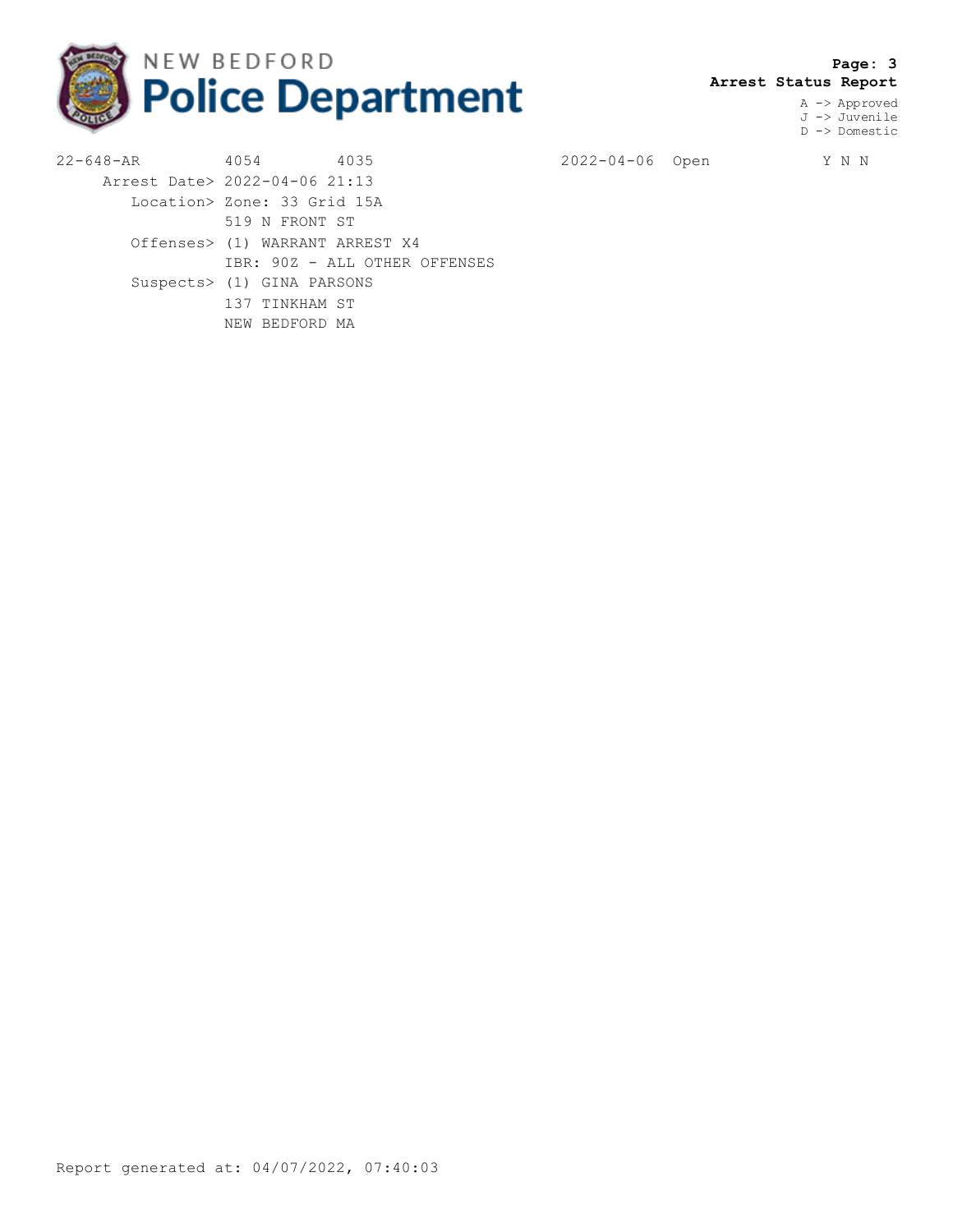# NEW BEDFORD Police Department

**Arrest Status Report**

A -> Approved
J -> Juvenile
D -> Domestic

```
22-648-AR          4054        4035                    2022-04-06  Open           Y N N
     Arrest Date> 2022-04-06 21:13
        Location> Zone: 33 Grid 15A
                  519 N FRONT ST
        Offenses> (1) WARRANT ARREST X4
                  IBR: 90Z - ALL OTHER OFFENSES
        Suspects> (1) GINA PARSONS
                  137 TINKHAM ST
                  NEW BEDFORD MA
```

Report generated at: 04/07/2022, 07:40:03